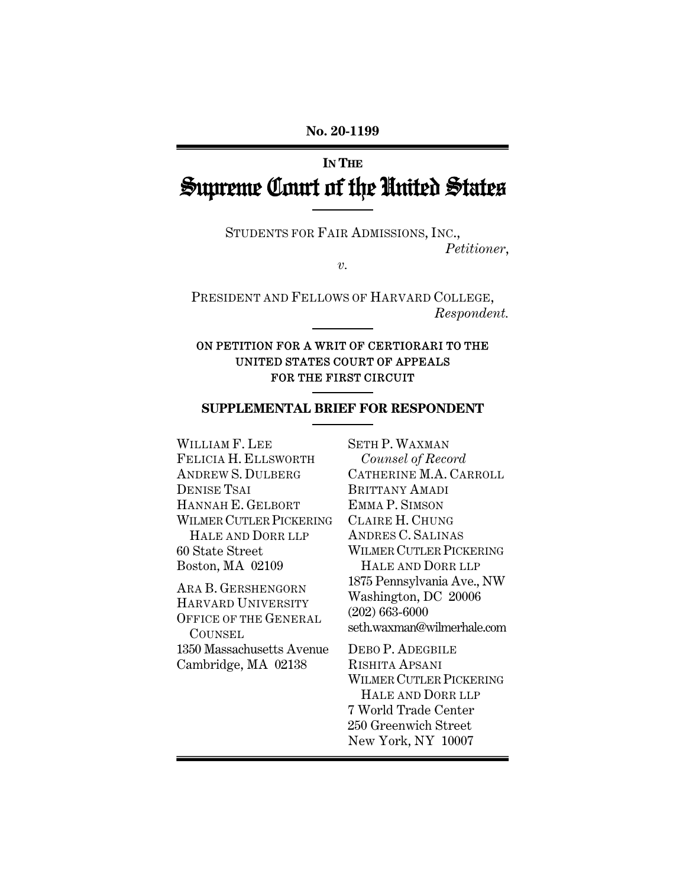**No. 20-1199**

---

IN THE

# Supreme Court of the United States

---

STUDENTS FOR FAIR ADMISSIONS, INC.,
*Petitioner*,

*v.*

PRESIDENT AND FELLOWS OF HARVARD COLLEGE,
*Respondent.*

---

ON PETITION FOR A WRIT OF CERTIORARI TO THE UNITED STATES COURT OF APPEALS FOR THE FIRST CIRCUIT

---

## SUPPLEMENTAL BRIEF FOR RESPONDENT

---

WILLIAM F. LEE
FELICIA H. ELLSWORTH
ANDREW S. DULBERG
DENISE TSAI
HANNAH E. GELBORT
WILMER CUTLER PICKERING HALE AND DORR LLP
60 State Street
Boston, MA 02109

ARA B. GERSHENGORN
HARVARD UNIVERSITY
OFFICE OF THE GENERAL COUNSEL
1350 Massachusetts Avenue
Cambridge, MA 02138

SETH P. WAXMAN
*Counsel of Record*
CATHERINE M.A. CARROLL
BRITTANY AMADI
EMMA P. SIMSON
CLAIRE H. CHUNG
ANDRES C. SALINAS
WILMER CUTLER PICKERING HALE AND DORR LLP
1875 Pennsylvania Ave., NW
Washington, DC 20006
(202) 663-6000
seth.waxman@wilmerhale.com

DEBO P. ADEGBILE
RISHITA APSANI
WILMER CUTLER PICKERING HALE AND DORR LLP
7 World Trade Center
250 Greenwich Street
New York, NY 10007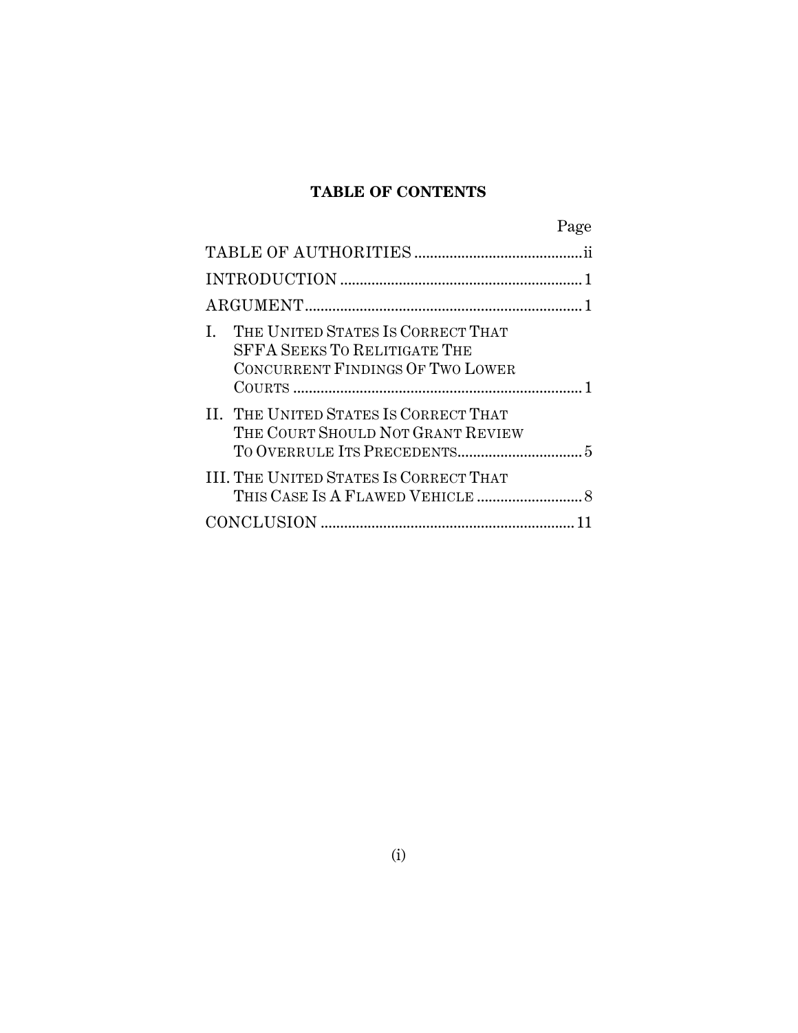**TABLE OF CONTENTS**

| | Page |
|---|---|
| TABLE OF AUTHORITIES | ii |
| INTRODUCTION | 1 |
| ARGUMENT | 1 |
| I. THE UNITED STATES IS CORRECT THAT SFFA SEEKS TO RELITIGATE THE CONCURRENT FINDINGS OF TWO LOWER COURTS | 1 |
| II. THE UNITED STATES IS CORRECT THAT THE COURT SHOULD NOT GRANT REVIEW TO OVERRULE ITS PRECEDENTS | 5 |
| III. THE UNITED STATES IS CORRECT THAT THIS CASE IS A FLAWED VEHICLE | 8 |
| CONCLUSION | 11 |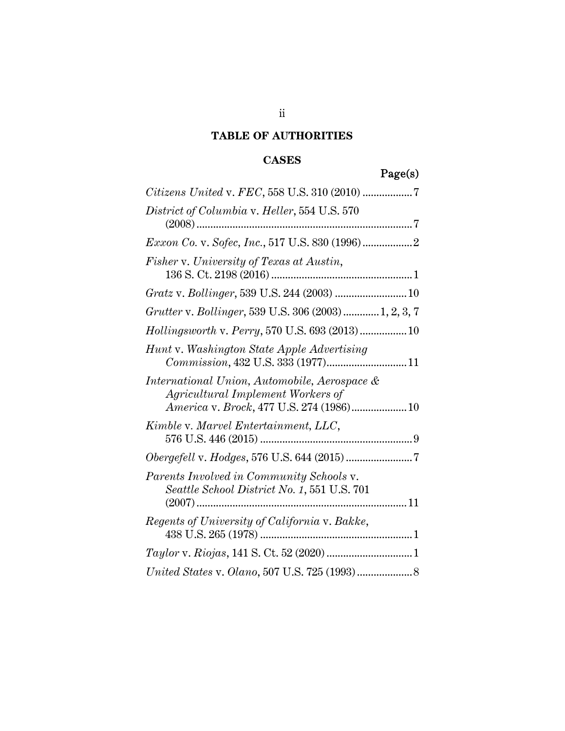## TABLE OF AUTHORITIES

### CASES

Page(s)

*Citizens United* v. *FEC*, 558 U.S. 310 (2010) .................. 7

*District of Columbia* v. *Heller*, 554 U.S. 570 (2008) .............................................................................. 7

*Exxon Co.* v. *Sofec, Inc.*, 517 U.S. 830 (1996) .................. 2

*Fisher* v. *University of Texas at Austin*, 136 S. Ct. 2198 (2016) .................................................. 1

*Gratz* v. *Bollinger*, 539 U.S. 244 (2003) .......................... 10

*Grutter* v. *Bollinger*, 539 U.S. 306 (2003) ............. 1, 2, 3, 7

*Hollingsworth* v. *Perry*, 570 U.S. 693 (2013) ................. 10

*Hunt* v. *Washington State Apple Advertising Commission*, 432 U.S. 333 (1977)............................. 11

*International Union, Automobile, Aerospace & Agricultural Implement Workers of America* v. *Brock*, 477 U.S. 274 (1986).................... 10

*Kimble* v. *Marvel Entertainment, LLC*, 576 U.S. 446 (2015) ....................................................... 9

*Obergefell* v. *Hodges*, 576 U.S. 644 (2015) ........................ 7

*Parents Involved in Community Schools* v. *Seattle School District No. 1*, 551 U.S. 701 (2007) ........................................................................... 11

*Regents of University of California* v. *Bakke*, 438 U.S. 265 (1978) ....................................................... 1

*Taylor* v. *Riojas*, 141 S. Ct. 52 (2020) ............................... 1

*United States* v. *Olano*, 507 U.S. 725 (1993) .................... 8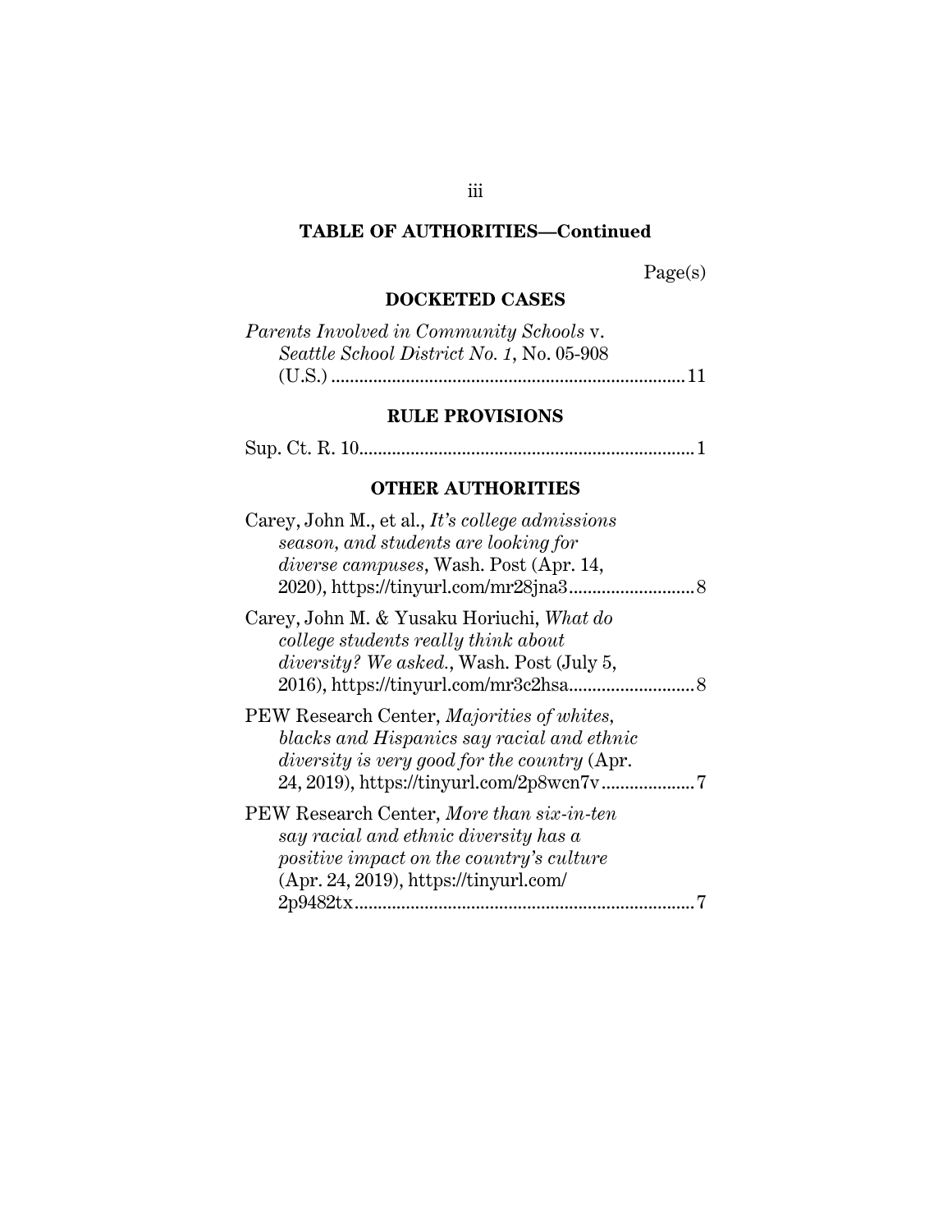## TABLE OF AUTHORITIES—Continued

Page(s)

### DOCKETED CASES

*Parents Involved in Community Schools* v. *Seattle School District No. 1*, No. 05-908 (U.S.) .......... 11

### RULE PROVISIONS

Sup. Ct. R. 10.......... 1

### OTHER AUTHORITIES

Carey, John M., et al., *It's college admissions season, and students are looking for diverse campuses*, Wash. Post (Apr. 14, 2020), https://tinyurl.com/mr28jna3.......... 8

Carey, John M. & Yusaku Horiuchi, *What do college students really think about diversity? We asked.*, Wash. Post (July 5, 2016), https://tinyurl.com/mr3c2hsa.......... 8

PEW Research Center, *Majorities of whites, blacks and Hispanics say racial and ethnic diversity is very good for the country* (Apr. 24, 2019), https://tinyurl.com/2p8wcn7v.......... 7

PEW Research Center, *More than six-in-ten say racial and ethnic diversity has a positive impact on the country's culture* (Apr. 24, 2019), https://tinyurl.com/2p9482tx.......... 7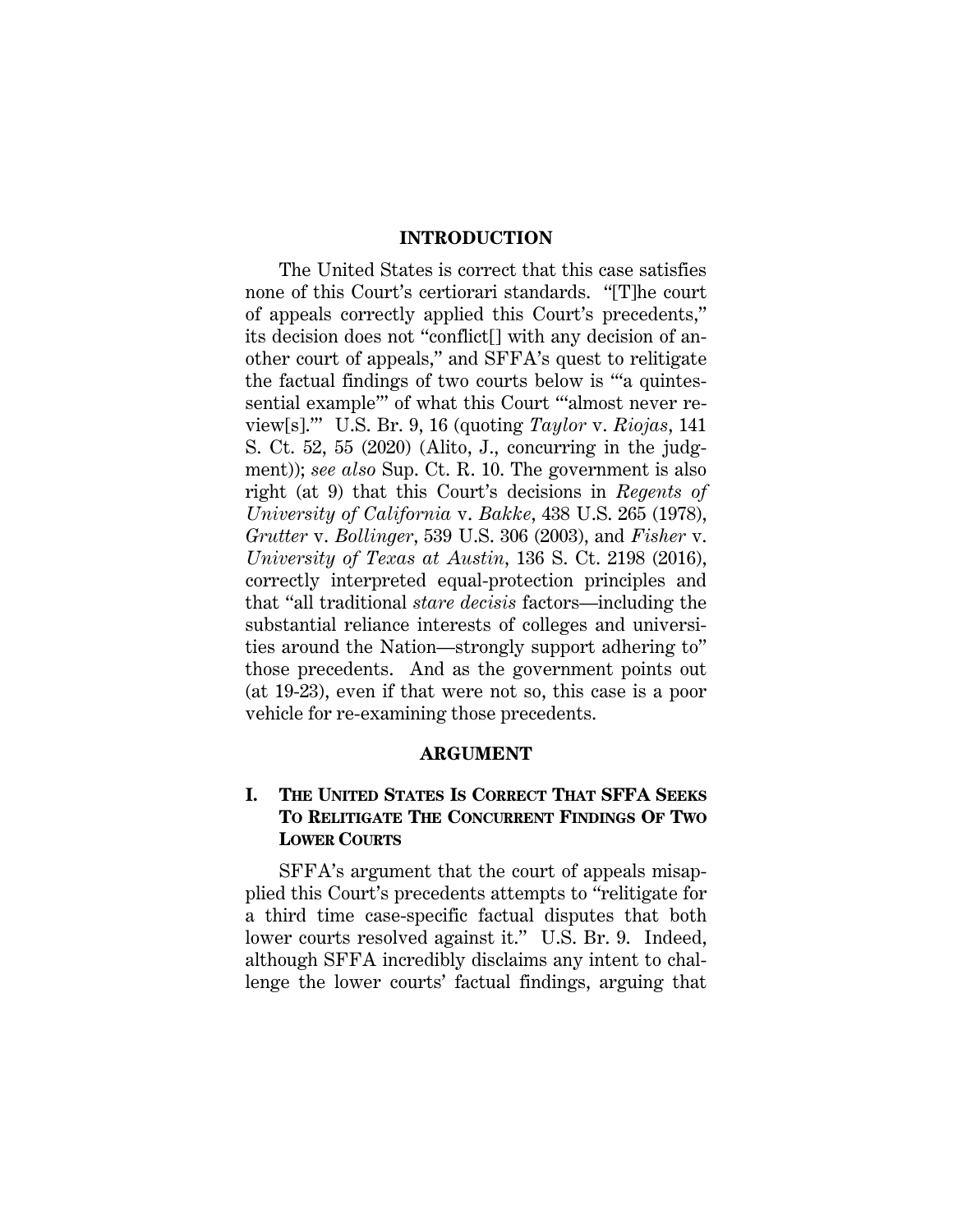## INTRODUCTION

The United States is correct that this case satisfies none of this Court's certiorari standards. "[T]he court of appeals correctly applied this Court's precedents," its decision does not "conflict[] with any decision of another court of appeals," and SFFA's quest to relitigate the factual findings of two courts below is "'a quintessential example'" of what this Court "'almost never review[s].'" U.S. Br. 9, 16 (quoting *Taylor* v. *Riojas*, 141 S. Ct. 52, 55 (2020) (Alito, J., concurring in the judgment)); *see also* Sup. Ct. R. 10. The government is also right (at 9) that this Court's decisions in *Regents of University of California* v. *Bakke*, 438 U.S. 265 (1978), *Grutter* v. *Bollinger*, 539 U.S. 306 (2003), and *Fisher* v. *University of Texas at Austin*, 136 S. Ct. 2198 (2016), correctly interpreted equal-protection principles and that "all traditional *stare decisis* factors—including the substantial reliance interests of colleges and universities around the Nation—strongly support adhering to" those precedents. And as the government points out (at 19-23), even if that were not so, this case is a poor vehicle for re-examining those precedents.

## ARGUMENT

### I. THE UNITED STATES IS CORRECT THAT SFFA SEEKS TO RELITIGATE THE CONCURRENT FINDINGS OF TWO LOWER COURTS

SFFA's argument that the court of appeals misapplied this Court's precedents attempts to "relitigate for a third time case-specific factual disputes that both lower courts resolved against it." U.S. Br. 9. Indeed, although SFFA incredibly disclaims any intent to challenge the lower courts' factual findings, arguing that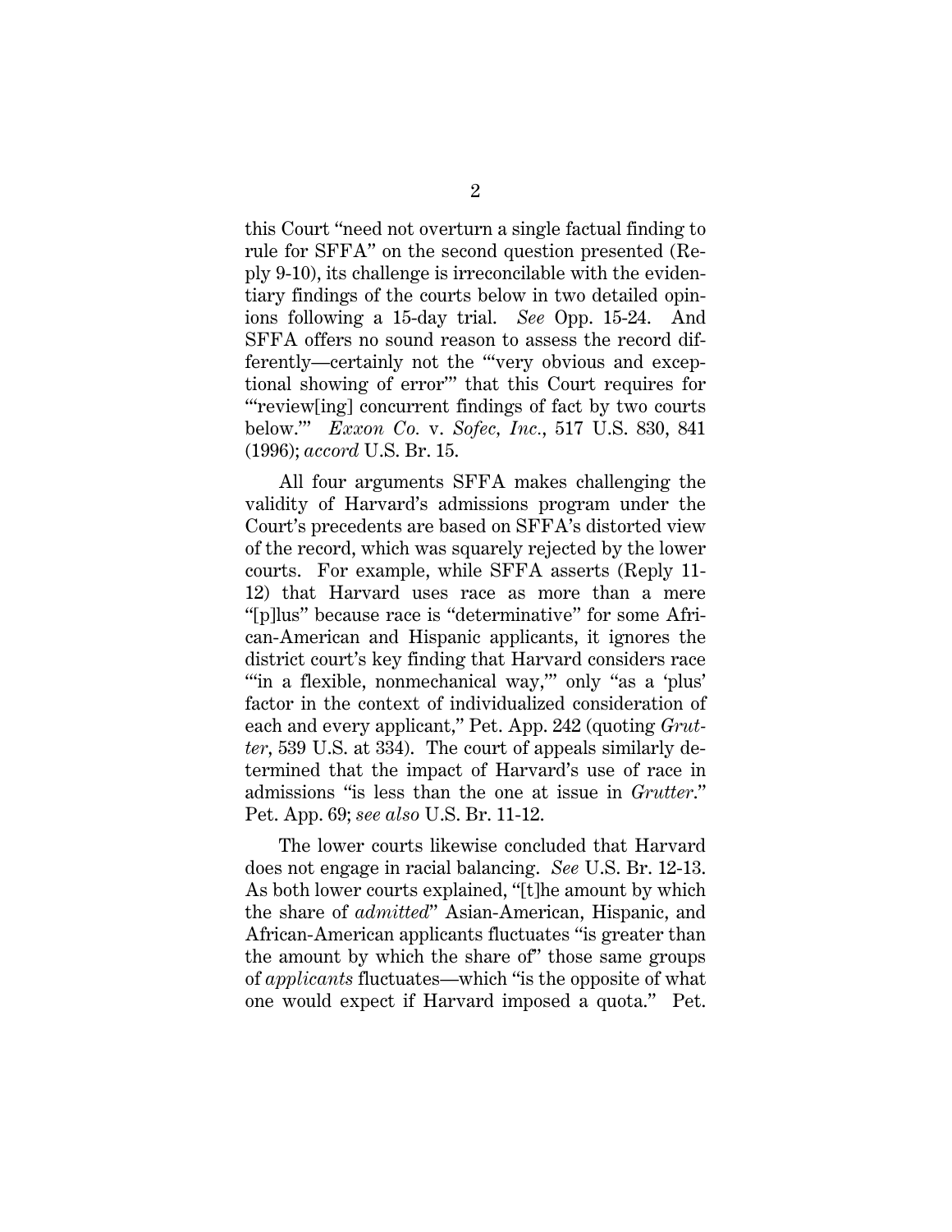this Court "need not overturn a single factual finding to rule for SFFA" on the second question presented (Reply 9-10), its challenge is irreconcilable with the evidentiary findings of the courts below in two detailed opinions following a 15-day trial. *See* Opp. 15-24. And SFFA offers no sound reason to assess the record differently—certainly not the "'very obvious and exceptional showing of error'" that this Court requires for "'review[ing] concurrent findings of fact by two courts below.'" *Exxon Co.* v. *Sofec, Inc.*, 517 U.S. 830, 841 (1996); *accord* U.S. Br. 15.

All four arguments SFFA makes challenging the validity of Harvard's admissions program under the Court's precedents are based on SFFA's distorted view of the record, which was squarely rejected by the lower courts. For example, while SFFA asserts (Reply 11-12) that Harvard uses race as more than a mere "[p]lus" because race is "determinative" for some African-American and Hispanic applicants, it ignores the district court's key finding that Harvard considers race "'in a flexible, nonmechanical way,'" only "as a 'plus' factor in the context of individualized consideration of each and every applicant," Pet. App. 242 (quoting *Grutter*, 539 U.S. at 334). The court of appeals similarly determined that the impact of Harvard's use of race in admissions "is less than the one at issue in *Grutter*." Pet. App. 69; *see also* U.S. Br. 11-12.

The lower courts likewise concluded that Harvard does not engage in racial balancing. *See* U.S. Br. 12-13. As both lower courts explained, "[t]he amount by which the share of *admitted*" Asian-American, Hispanic, and African-American applicants fluctuates "is greater than the amount by which the share of" those same groups of *applicants* fluctuates—which "is the opposite of what one would expect if Harvard imposed a quota." Pet.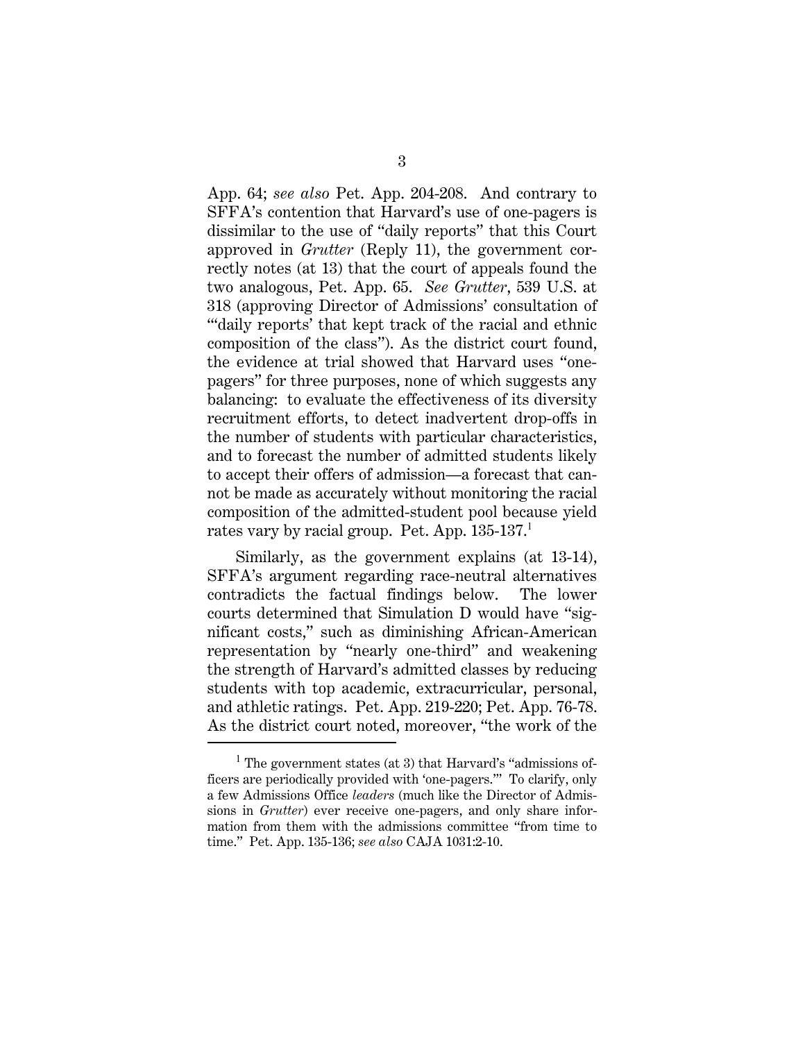App. 64; *see also* Pet. App. 204-208. And contrary to SFFA's contention that Harvard's use of one-pagers is dissimilar to the use of "daily reports" that this Court approved in *Grutter* (Reply 11), the government correctly notes (at 13) that the court of appeals found the two analogous, Pet. App. 65. *See Grutter*, 539 U.S. at 318 (approving Director of Admissions' consultation of "'daily reports' that kept track of the racial and ethnic composition of the class"). As the district court found, the evidence at trial showed that Harvard uses "one-pagers" for three purposes, none of which suggests any balancing: to evaluate the effectiveness of its diversity recruitment efforts, to detect inadvertent drop-offs in the number of students with particular characteristics, and to forecast the number of admitted students likely to accept their offers of admission—a forecast that cannot be made as accurately without monitoring the racial composition of the admitted-student pool because yield rates vary by racial group. Pet. App. 135-137.[1]

Similarly, as the government explains (at 13-14), SFFA's argument regarding race-neutral alternatives contradicts the factual findings below. The lower courts determined that Simulation D would have "significant costs," such as diminishing African-American representation by "nearly one-third" and weakening the strength of Harvard's admitted classes by reducing students with top academic, extracurricular, personal, and athletic ratings. Pet. App. 219-220; Pet. App. 76-78. As the district court noted, moreover, "the work of the

---

[1] The government states (at 3) that Harvard's "admissions officers are periodically provided with 'one-pagers.'" To clarify, only a few Admissions Office *leaders* (much like the Director of Admissions in *Grutter*) ever receive one-pagers, and only share information from them with the admissions committee "from time to time." Pet. App. 135-136; *see also* CAJA 1031:2-10.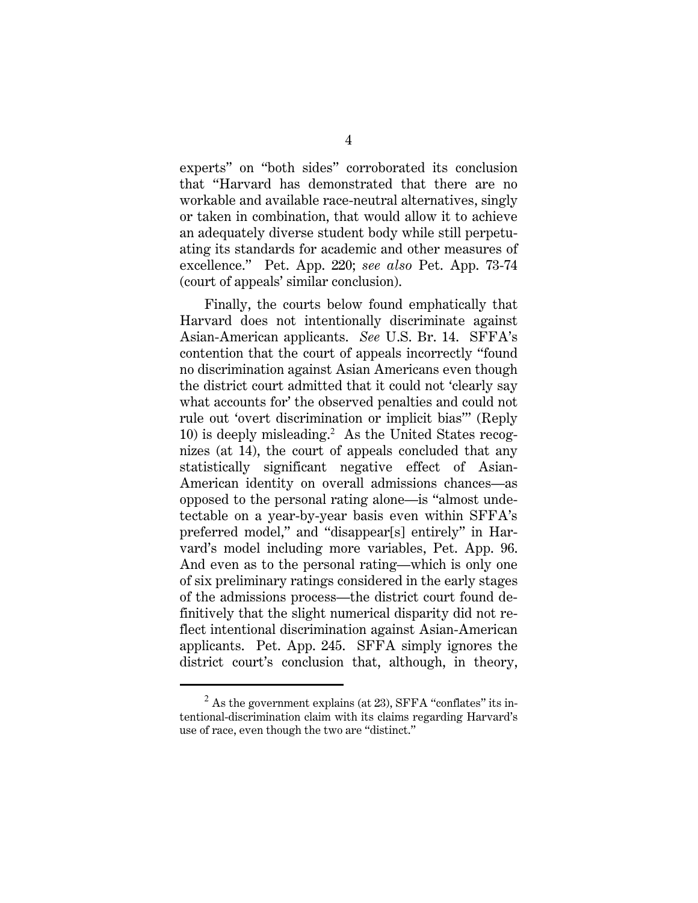experts" on "both sides" corroborated its conclusion that "Harvard has demonstrated that there are no workable and available race-neutral alternatives, singly or taken in combination, that would allow it to achieve an adequately diverse student body while still perpetuating its standards for academic and other measures of excellence." Pet. App. 220; *see also* Pet. App. 73-74 (court of appeals' similar conclusion).

Finally, the courts below found emphatically that Harvard does not intentionally discriminate against Asian-American applicants. *See* U.S. Br. 14. SFFA's contention that the court of appeals incorrectly "found no discrimination against Asian Americans even though the district court admitted that it could not 'clearly say what accounts for' the observed penalties and could not rule out 'overt discrimination or implicit bias'" (Reply 10) is deeply misleading.[2] As the United States recognizes (at 14), the court of appeals concluded that any statistically significant negative effect of Asian-American identity on overall admissions chances—as opposed to the personal rating alone—is "almost undetectable on a year-by-year basis even within SFFA's preferred model," and "disappear[s] entirely" in Harvard's model including more variables, Pet. App. 96. And even as to the personal rating—which is only one of six preliminary ratings considered in the early stages of the admissions process—the district court found definitively that the slight numerical disparity did not reflect intentional discrimination against Asian-American applicants. Pet. App. 245. SFFA simply ignores the district court's conclusion that, although, in theory,

---

[2] As the government explains (at 23), SFFA "conflates" its intentional-discrimination claim with its claims regarding Harvard's use of race, even though the two are "distinct."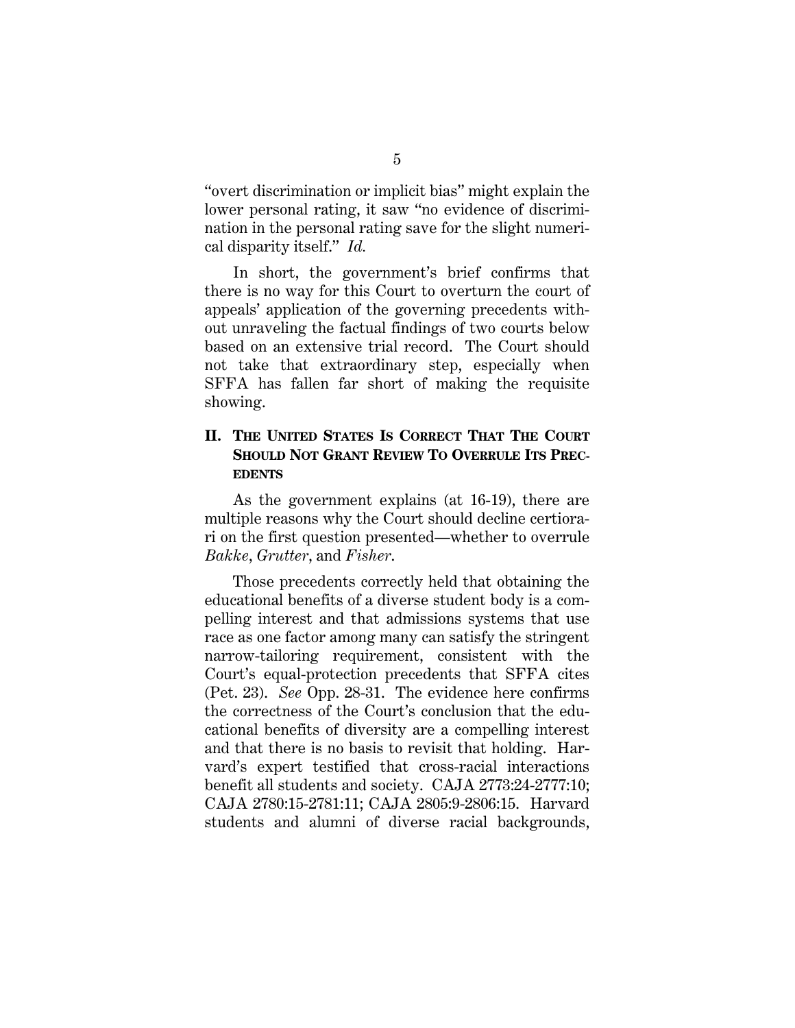"overt discrimination or implicit bias" might explain the lower personal rating, it saw "no evidence of discrimination in the personal rating save for the slight numerical disparity itself." *Id.*

In short, the government's brief confirms that there is no way for this Court to overturn the court of appeals' application of the governing precedents without unraveling the factual findings of two courts below based on an extensive trial record. The Court should not take that extraordinary step, especially when SFFA has fallen far short of making the requisite showing.

## II. THE UNITED STATES IS CORRECT THAT THE COURT SHOULD NOT GRANT REVIEW TO OVERRULE ITS PRECEDENTS

As the government explains (at 16-19), there are multiple reasons why the Court should decline certiorari on the first question presented—whether to overrule *Bakke*, *Grutter*, and *Fisher*.

Those precedents correctly held that obtaining the educational benefits of a diverse student body is a compelling interest and that admissions systems that use race as one factor among many can satisfy the stringent narrow-tailoring requirement, consistent with the Court's equal-protection precedents that SFFA cites (Pet. 23). *See* Opp. 28-31. The evidence here confirms the correctness of the Court's conclusion that the educational benefits of diversity are a compelling interest and that there is no basis to revisit that holding. Harvard's expert testified that cross-racial interactions benefit all students and society. CAJA 2773:24-2777:10; CAJA 2780:15-2781:11; CAJA 2805:9-2806:15. Harvard students and alumni of diverse racial backgrounds,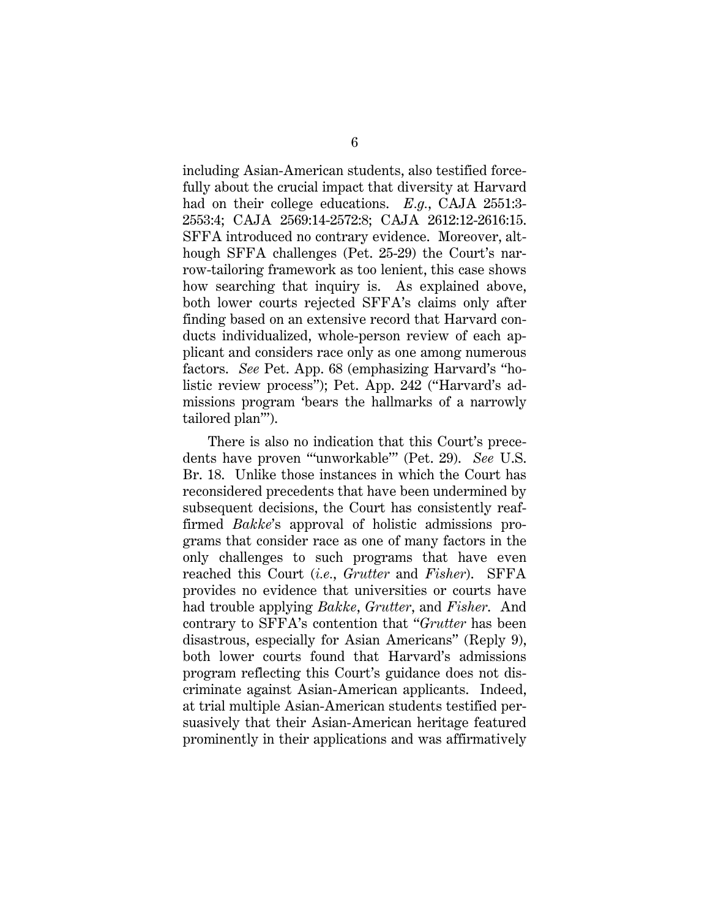including Asian-American students, also testified forcefully about the crucial impact that diversity at Harvard had on their college educations. *E.g.*, CAJA 2551:3-2553:4; CAJA 2569:14-2572:8; CAJA 2612:12-2616:15. SFFA introduced no contrary evidence. Moreover, although SFFA challenges (Pet. 25-29) the Court's narrow-tailoring framework as too lenient, this case shows how searching that inquiry is. As explained above, both lower courts rejected SFFA's claims only after finding based on an extensive record that Harvard conducts individualized, whole-person review of each applicant and considers race only as one among numerous factors. *See* Pet. App. 68 (emphasizing Harvard's "holistic review process"); Pet. App. 242 ("Harvard's admissions program 'bears the hallmarks of a narrowly tailored plan'").

There is also no indication that this Court's precedents have proven "'unworkable'" (Pet. 29). *See* U.S. Br. 18. Unlike those instances in which the Court has reconsidered precedents that have been undermined by subsequent decisions, the Court has consistently reaffirmed *Bakke*'s approval of holistic admissions programs that consider race as one of many factors in the only challenges to such programs that have even reached this Court (*i.e.*, *Grutter* and *Fisher*). SFFA provides no evidence that universities or courts have had trouble applying *Bakke*, *Grutter*, and *Fisher*. And contrary to SFFA's contention that "*Grutter* has been disastrous, especially for Asian Americans" (Reply 9), both lower courts found that Harvard's admissions program reflecting this Court's guidance does not discriminate against Asian-American applicants. Indeed, at trial multiple Asian-American students testified persuasively that their Asian-American heritage featured prominently in their applications and was affirmatively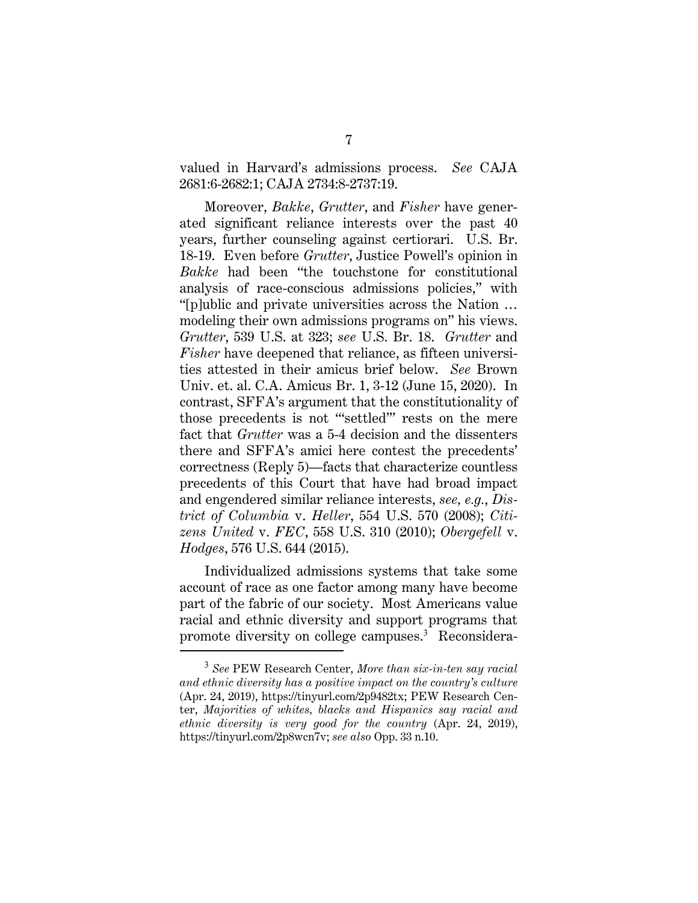valued in Harvard's admissions process. *See* CAJA 2681:6-2682:1; CAJA 2734:8-2737:19.

Moreover, *Bakke*, *Grutter*, and *Fisher* have generated significant reliance interests over the past 40 years, further counseling against certiorari. U.S. Br. 18-19. Even before *Grutter*, Justice Powell's opinion in *Bakke* had been "the touchstone for constitutional analysis of race-conscious admissions policies," with "[p]ublic and private universities across the Nation … modeling their own admissions programs on" his views. *Grutter*, 539 U.S. at 323; *see* U.S. Br. 18. *Grutter* and *Fisher* have deepened that reliance, as fifteen universities attested in their amicus brief below. *See* Brown Univ. et. al. C.A. Amicus Br. 1, 3-12 (June 15, 2020). In contrast, SFFA's argument that the constitutionality of those precedents is not "'settled'" rests on the mere fact that *Grutter* was a 5-4 decision and the dissenters there and SFFA's amici here contest the precedents' correctness (Reply 5)—facts that characterize countless precedents of this Court that have had broad impact and engendered similar reliance interests, *see, e.g.*, *District of Columbia* v. *Heller*, 554 U.S. 570 (2008); *Citizens United* v. *FEC*, 558 U.S. 310 (2010); *Obergefell* v. *Hodges*, 576 U.S. 644 (2015).

Individualized admissions systems that take some account of race as one factor among many have become part of the fabric of our society. Most Americans value racial and ethnic diversity and support programs that promote diversity on college campuses.[3] Reconsidera-

[3] *See* PEW Research Center, *More than six-in-ten say racial and ethnic diversity has a positive impact on the country's culture* (Apr. 24, 2019), https://tinyurl.com/2p9482tx; PEW Research Center, *Majorities of whites, blacks and Hispanics say racial and ethnic diversity is very good for the country* (Apr. 24, 2019), https://tinyurl.com/2p8wcn7v; *see also* Opp. 33 n.10.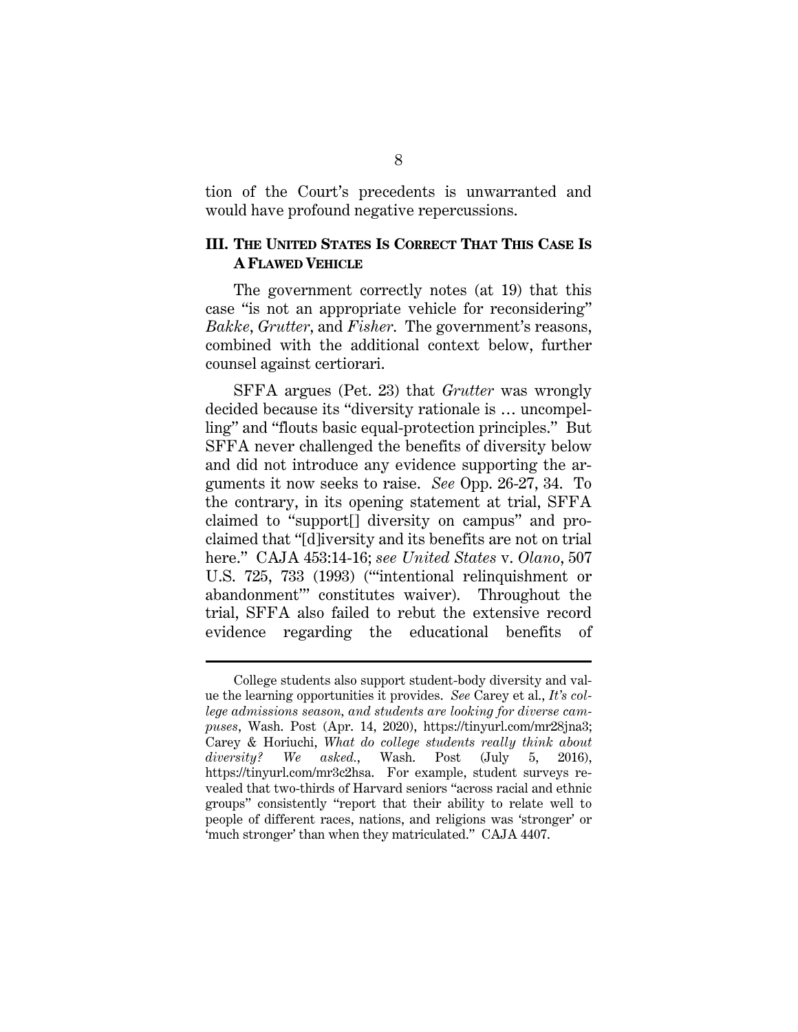tion of the Court's precedents is unwarranted and would have profound negative repercussions.

## III. THE UNITED STATES IS CORRECT THAT THIS CASE IS A FLAWED VEHICLE

The government correctly notes (at 19) that this case "is not an appropriate vehicle for reconsidering" *Bakke*, *Grutter*, and *Fisher*. The government's reasons, combined with the additional context below, further counsel against certiorari.

SFFA argues (Pet. 23) that *Grutter* was wrongly decided because its "diversity rationale is … uncompelling" and "flouts basic equal-protection principles." But SFFA never challenged the benefits of diversity below and did not introduce any evidence supporting the arguments it now seeks to raise. *See* Opp. 26-27, 34. To the contrary, in its opening statement at trial, SFFA claimed to "support[] diversity on campus" and proclaimed that "[d]iversity and its benefits are not on trial here." CAJA 453:14-16; *see United States* v. *Olano*, 507 U.S. 725, 733 (1993) ("'intentional relinquishment or abandonment'" constitutes waiver). Throughout the trial, SFFA also failed to rebut the extensive record evidence regarding the educational benefits of

---

College students also support student-body diversity and value the learning opportunities it provides. *See* Carey et al., *It's college admissions season, and students are looking for diverse campuses*, Wash. Post (Apr. 14, 2020), https://tinyurl.com/mr28jna3; Carey & Horiuchi, *What do college students really think about diversity? We asked.*, Wash. Post (July 5, 2016), https://tinyurl.com/mr3c2hsa. For example, student surveys revealed that two-thirds of Harvard seniors "across racial and ethnic groups" consistently "report that their ability to relate well to people of different races, nations, and religions was 'stronger' or 'much stronger' than when they matriculated." CAJA 4407.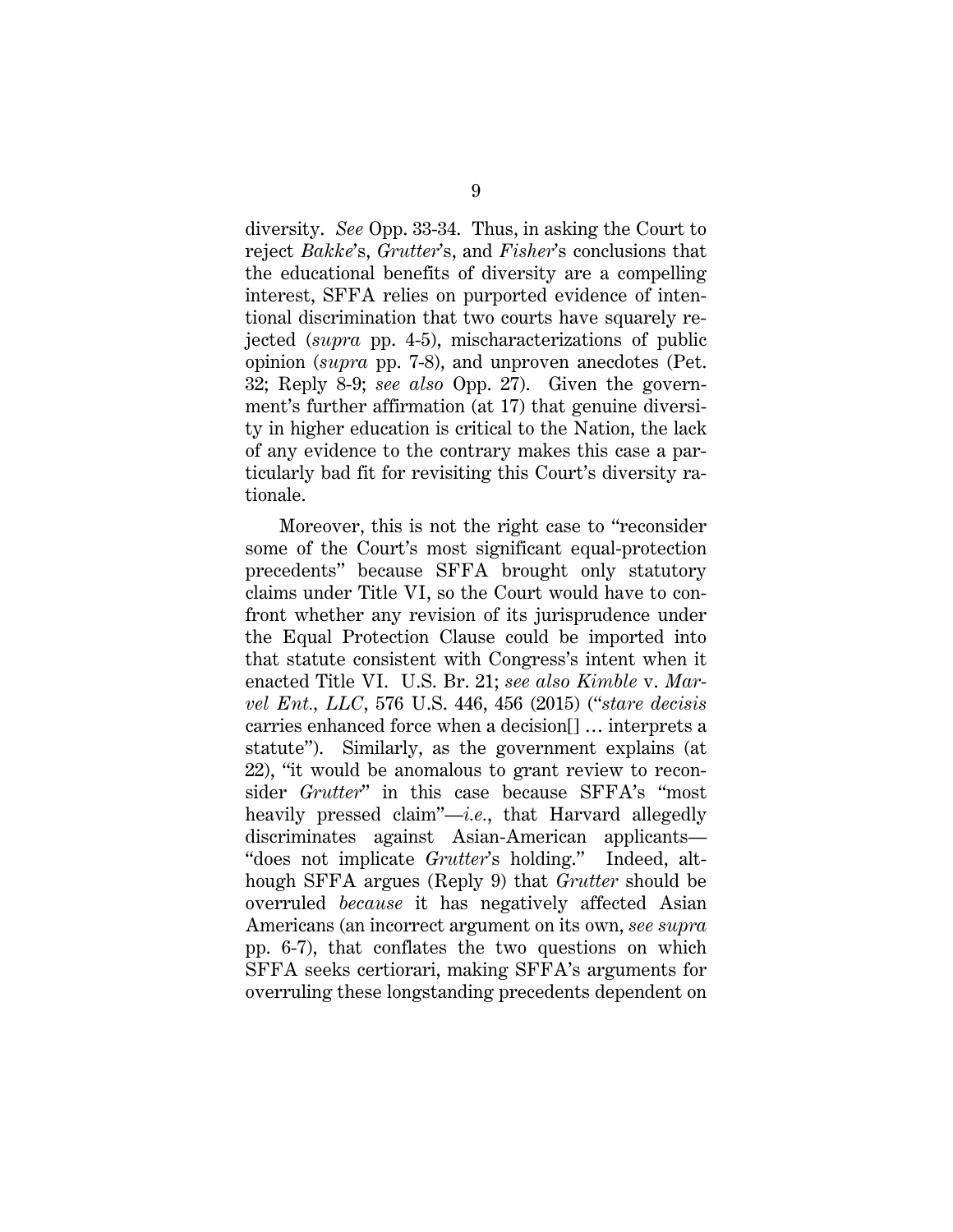diversity. *See* Opp. 33-34. Thus, in asking the Court to reject *Bakke*'s, *Grutter*'s, and *Fisher*'s conclusions that the educational benefits of diversity are a compelling interest, SFFA relies on purported evidence of intentional discrimination that two courts have squarely rejected (*supra* pp. 4-5), mischaracterizations of public opinion (*supra* pp. 7-8), and unproven anecdotes (Pet. 32; Reply 8-9; *see also* Opp. 27). Given the government's further affirmation (at 17) that genuine diversity in higher education is critical to the Nation, the lack of any evidence to the contrary makes this case a particularly bad fit for revisiting this Court's diversity rationale.

Moreover, this is not the right case to "reconsider some of the Court's most significant equal-protection precedents" because SFFA brought only statutory claims under Title VI, so the Court would have to confront whether any revision of its jurisprudence under the Equal Protection Clause could be imported into that statute consistent with Congress's intent when it enacted Title VI. U.S. Br. 21; *see also Kimble* v. *Marvel Ent., LLC*, 576 U.S. 446, 456 (2015) ("*stare decisis* carries enhanced force when a decision[] … interprets a statute"). Similarly, as the government explains (at 22), "it would be anomalous to grant review to reconsider *Grutter*" in this case because SFFA's "most heavily pressed claim"—*i.e.*, that Harvard allegedly discriminates against Asian-American applicants—"does not implicate *Grutter*'s holding." Indeed, although SFFA argues (Reply 9) that *Grutter* should be overruled *because* it has negatively affected Asian Americans (an incorrect argument on its own, *see supra* pp. 6-7), that conflates the two questions on which SFFA seeks certiorari, making SFFA's arguments for overruling these longstanding precedents dependent on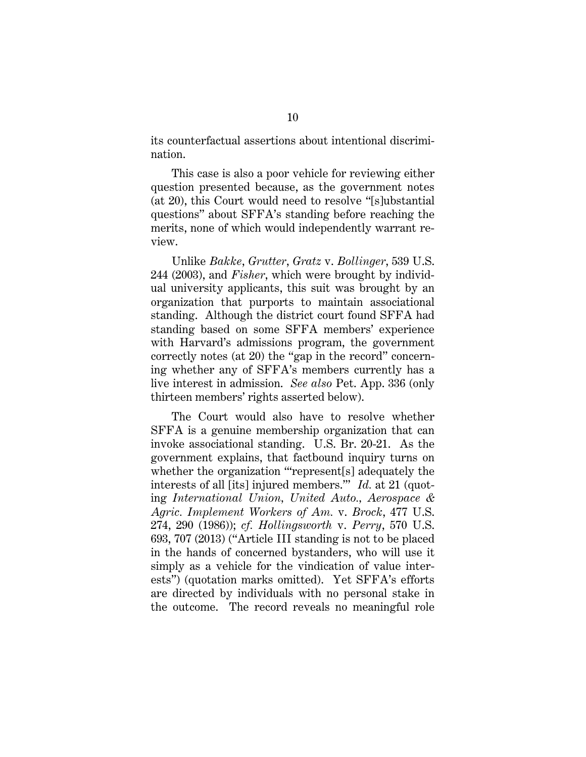its counterfactual assertions about intentional discrimination.

This case is also a poor vehicle for reviewing either question presented because, as the government notes (at 20), this Court would need to resolve "[s]ubstantial questions" about SFFA's standing before reaching the merits, none of which would independently warrant review.

Unlike *Bakke*, *Grutter*, *Gratz* v. *Bollinger*, 539 U.S. 244 (2003), and *Fisher*, which were brought by individual university applicants, this suit was brought by an organization that purports to maintain associational standing. Although the district court found SFFA had standing based on some SFFA members' experience with Harvard's admissions program, the government correctly notes (at 20) the "gap in the record" concerning whether any of SFFA's members currently has a live interest in admission. *See also* Pet. App. 336 (only thirteen members' rights asserted below).

The Court would also have to resolve whether SFFA is a genuine membership organization that can invoke associational standing. U.S. Br. 20-21. As the government explains, that factbound inquiry turns on whether the organization "'represent[s] adequately the interests of all [its] injured members.'" *Id.* at 21 (quoting *International Union, United Auto., Aerospace & Agric. Implement Workers of Am.* v. *Brock*, 477 U.S. 274, 290 (1986)); *cf. Hollingsworth* v. *Perry*, 570 U.S. 693, 707 (2013) ("Article III standing is not to be placed in the hands of concerned bystanders, who will use it simply as a vehicle for the vindication of value interests") (quotation marks omitted). Yet SFFA's efforts are directed by individuals with no personal stake in the outcome. The record reveals no meaningful role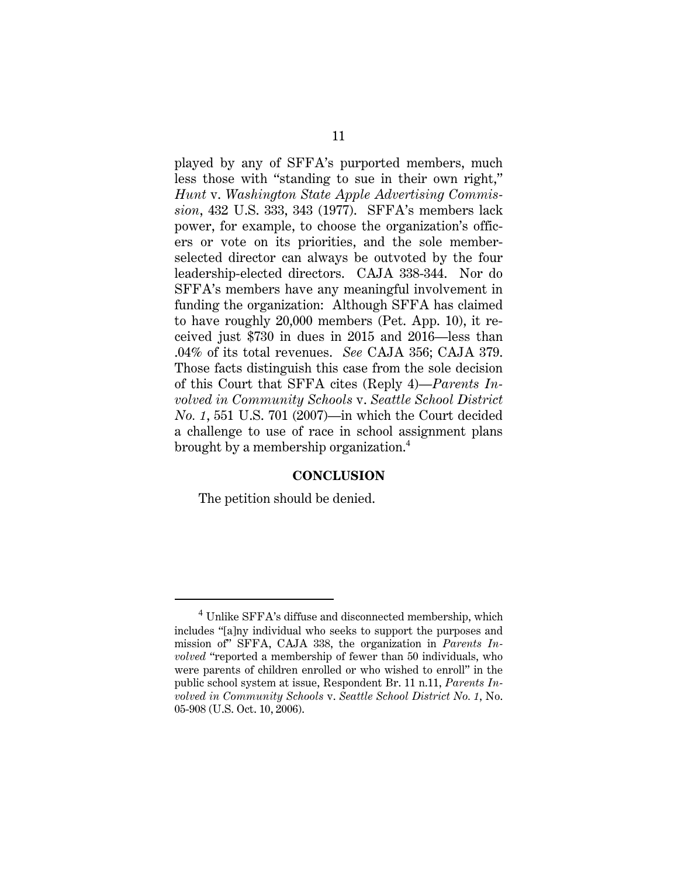played by any of SFFA's purported members, much less those with "standing to sue in their own right," *Hunt* v. *Washington State Apple Advertising Commission*, 432 U.S. 333, 343 (1977). SFFA's members lack power, for example, to choose the organization's officers or vote on its priorities, and the sole member-selected director can always be outvoted by the four leadership-elected directors. CAJA 338-344. Nor do SFFA's members have any meaningful involvement in funding the organization: Although SFFA has claimed to have roughly 20,000 members (Pet. App. 10), it received just $730 in dues in 2015 and 2016—less than .04% of its total revenues. *See* CAJA 356; CAJA 379. Those facts distinguish this case from the sole decision of this Court that SFFA cites (Reply 4)—*Parents Involved in Community Schools* v. *Seattle School District No. 1*, 551 U.S. 701 (2007)—in which the Court decided a challenge to use of race in school assignment plans brought by a membership organization.[4]

## CONCLUSION

The petition should be denied.

---

[4] Unlike SFFA's diffuse and disconnected membership, which includes "[a]ny individual who seeks to support the purposes and mission of" SFFA, CAJA 338, the organization in *Parents Involved* "reported a membership of fewer than 50 individuals, who were parents of children enrolled or who wished to enroll" in the public school system at issue, Respondent Br. 11 n.11, *Parents Involved in Community Schools* v. *Seattle School District No. 1*, No. 05-908 (U.S. Oct. 10, 2006).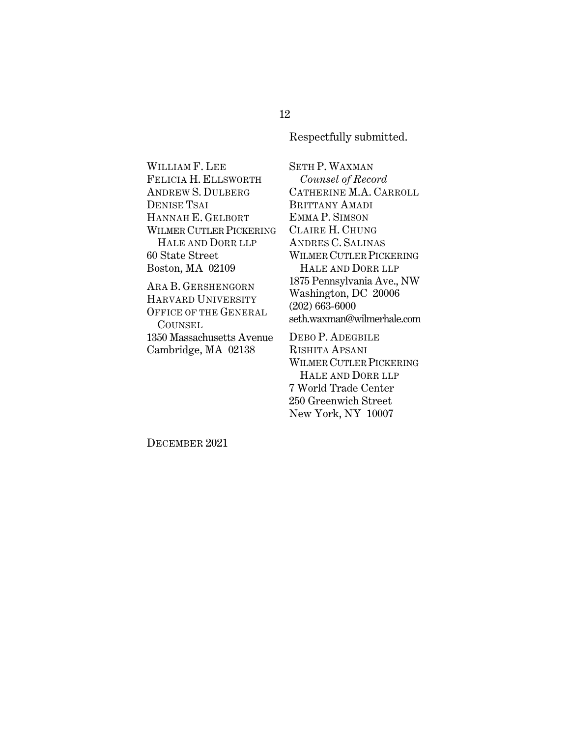Respectfully submitted.

WILLIAM F. LEE
FELICIA H. ELLSWORTH
ANDREW S. DULBERG
DENISE TSAI
HANNAH E. GELBORT
WILMER CUTLER PICKERING
HALE AND DORR LLP
60 State Street
Boston, MA 02109

ARA B. GERSHENGORN
HARVARD UNIVERSITY
OFFICE OF THE GENERAL
COUNSEL
1350 Massachusetts Avenue
Cambridge, MA 02138

SETH P. WAXMAN
*Counsel of Record*
CATHERINE M.A. CARROLL
BRITTANY AMADI
EMMA P. SIMSON
CLAIRE H. CHUNG
ANDRES C. SALINAS
WILMER CUTLER PICKERING
HALE AND DORR LLP
1875 Pennsylvania Ave., NW
Washington, DC 20006
(202) 663-6000
seth.waxman@wilmerhale.com

DEBO P. ADEGBILE
RISHITA APSANI
WILMER CUTLER PICKERING
HALE AND DORR LLP
7 World Trade Center
250 Greenwich Street
New York, NY 10007

DECEMBER 2021